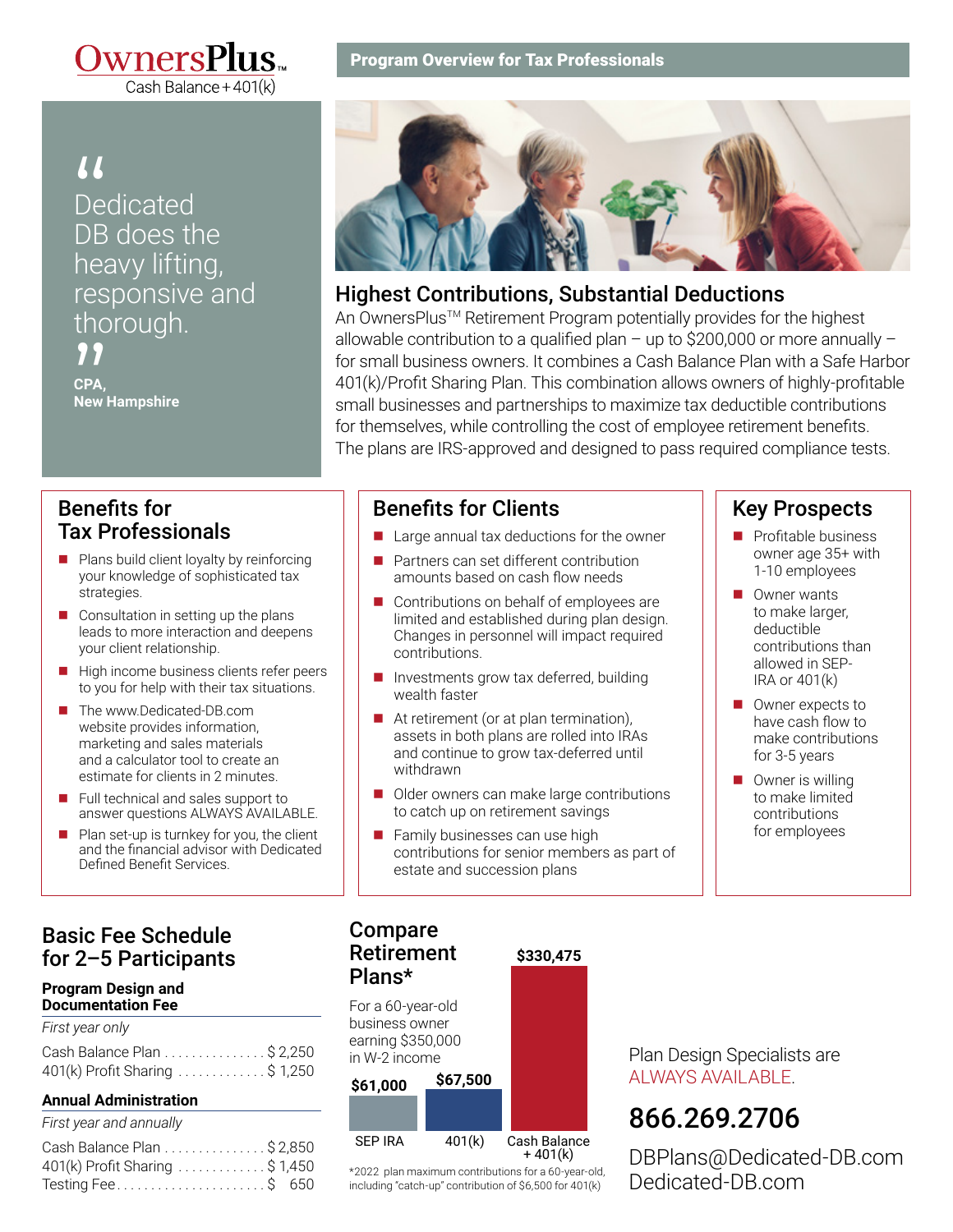# OwnersPlus™

Cash Balance + 401(k)

## Program Overview for Tax Professionals

> "Dedicated DB does the heavy lifting, responsive and thorough."
>
> **CPA, New Hampshire**

## Highest Contributions, Substantial Deductions

An OwnersPlus™ Retirement Program potentially provides for the highest allowable contribution to a qualified plan – up to $200,000 or more annually – for small business owners. It combines a Cash Balance Plan with a Safe Harbor 401(k)/Profit Sharing Plan. This combination allows owners of highly-profitable small businesses and partnerships to maximize tax deductible contributions for themselves, while controlling the cost of employee retirement benefits. The plans are IRS-approved and designed to pass required compliance tests.

## Benefits for Tax Professionals

- Plans build client loyalty by reinforcing your knowledge of sophisticated tax strategies.
- Consultation in setting up the plans leads to more interaction and deepens your client relationship.
- High income business clients refer peers to you for help with their tax situations.
- The www.Dedicated-DB.com website provides information, marketing and sales materials and a calculator tool to create an estimate for clients in 2 minutes.
- Full technical and sales support to answer questions ALWAYS AVAILABLE.
- Plan set-up is turnkey for you, the client and the financial advisor with Dedicated Defined Benefit Services.

## Benefits for Clients

- Large annual tax deductions for the owner
- Partners can set different contribution amounts based on cash flow needs
- Contributions on behalf of employees are limited and established during plan design. Changes in personnel will impact required contributions.
- Investments grow tax deferred, building wealth faster
- At retirement (or at plan termination), assets in both plans are rolled into IRAs and continue to grow tax-deferred until withdrawn
- Older owners can make large contributions to catch up on retirement savings
- Family businesses can use high contributions for senior members as part of estate and succession plans

## Key Prospects

- Profitable business owner age 35+ with 1-10 employees
- Owner wants to make larger, deductible contributions than allowed in SEP-IRA or 401(k)
- Owner expects to have cash flow to make contributions for 3-5 years
- Owner is willing to make limited contributions for employees

## Basic Fee Schedule for 2–5 Participants

### Program Design and Documentation Fee

*First year only*

| | |
|---|---|
| Cash Balance Plan | $ 2,250 |
| 401(k) Profit Sharing | $ 1,250 |

### Annual Administration

*First year and annually*

| | |
|---|---|
| Cash Balance Plan | $ 2,850 |
| 401(k) Profit Sharing | $ 1,450 |
| Testing Fee | $ 650 |

## Compare Retirement Plans*

For a 60-year-old business owner earning $350,000 in W-2 income

| Plan | Contribution |
|---|---|
| SEP IRA | $61,000 |
| 401(k) | $67,500 |
| Cash Balance + 401(k) | $330,475 |

*2022 plan maximum contributions for a 60-year-old, including "catch-up" contribution of $6,500 for 401(k)

Plan Design Specialists are ALWAYS AVAILABLE.

**866.269.2706**

DBPlans@Dedicated-DB.com

Dedicated-DB.com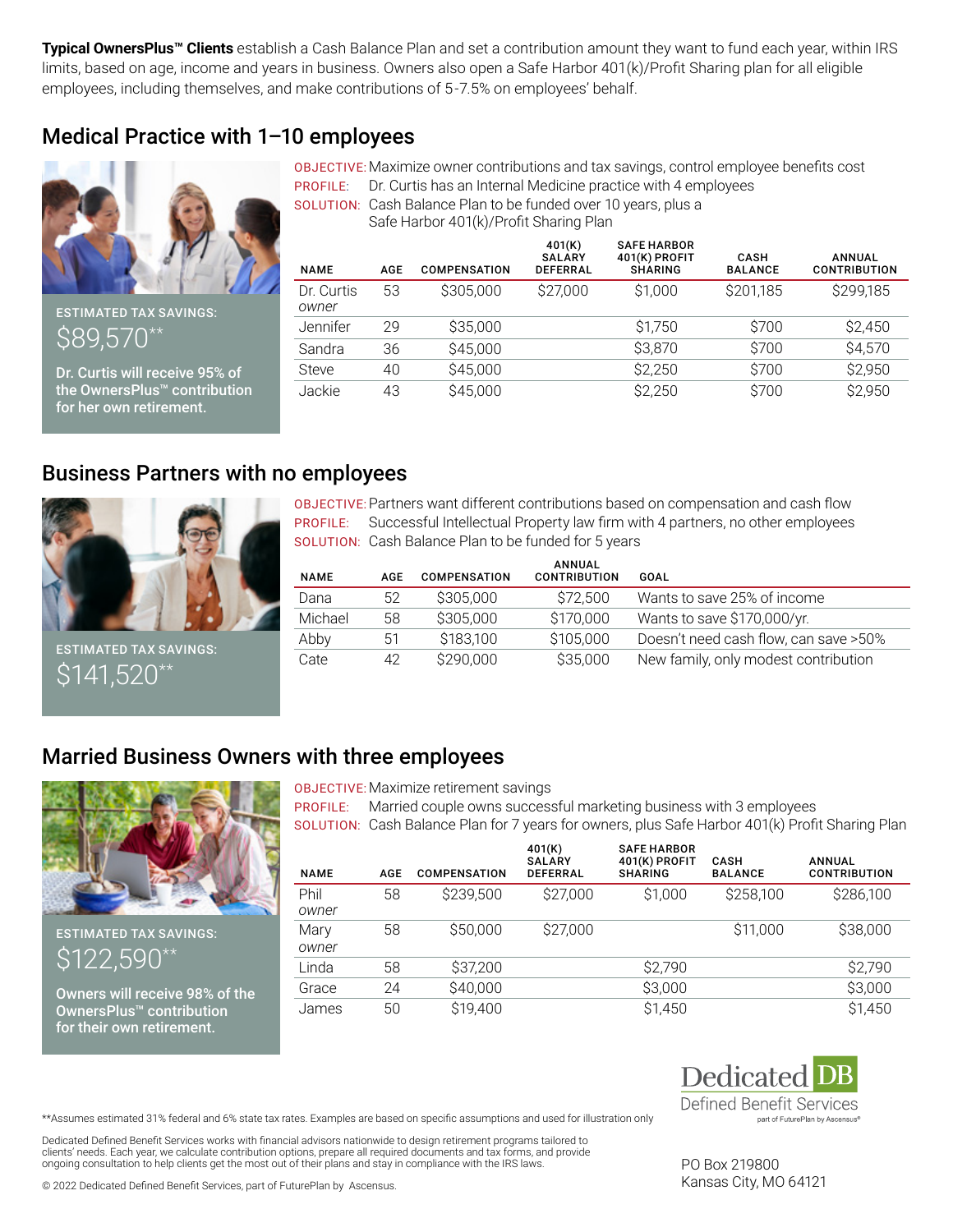**Typical OwnersPlus™ Clients** establish a Cash Balance Plan and set a contribution amount they want to fund each year, within IRS limits, based on age, income and years in business. Owners also open a Safe Harbor 401(k)/Profit Sharing plan for all eligible employees, including themselves, and make contributions of 5-7.5% on employees' behalf.

## Medical Practice with 1–10 employees

ESTIMATED TAX SAVINGS:

$89,570**

**Dr. Curtis will receive 95% of the OwnersPlus™ contribution for her own retirement.**

OBJECTIVE: Maximize owner contributions and tax savings, control employee benefits cost
PROFILE: Dr. Curtis has an Internal Medicine practice with 4 employees
SOLUTION: Cash Balance Plan to be funded over 10 years, plus a Safe Harbor 401(k)/Profit Sharing Plan

| NAME | AGE | COMPENSATION | 401(K) SALARY DEFERRAL | SAFE HARBOR 401(K) PROFIT SHARING | CASH BALANCE | ANNUAL CONTRIBUTION |
|---|---|---|---|---|---|---|
| Dr. Curtis *owner* | 53 | $305,000 | $27,000 | $1,000 | $201,185 | $299,185 |
| Jennifer | 29 | $35,000 | | $1,750 | $700 | $2,450 |
| Sandra | 36 | $45,000 | | $3,870 | $700 | $4,570 |
| Steve | 40 | $45,000 | | $2,250 | $700 | $2,950 |
| Jackie | 43 | $45,000 | | $2,250 | $700 | $2,950 |

## Business Partners with no employees

ESTIMATED TAX SAVINGS:

$141,520**

OBJECTIVE: Partners want different contributions based on compensation and cash flow
PROFILE: Successful Intellectual Property law firm with 4 partners, no other employees
SOLUTION: Cash Balance Plan to be funded for 5 years

| NAME | AGE | COMPENSATION | ANNUAL CONTRIBUTION | GOAL |
|---|---|---|---|---|
| Dana | 52 | $305,000 | $72,500 | Wants to save 25% of income |
| Michael | 58 | $305,000 | $170,000 | Wants to save $170,000/yr. |
| Abby | 51 | $183,100 | $105,000 | Doesn't need cash flow, can save >50% |
| Cate | 42 | $290,000 | $35,000 | New family, only modest contribution |

## Married Business Owners with three employees

ESTIMATED TAX SAVINGS:

$122,590**

**Owners will receive 98% of the OwnersPlus™ contribution for their own retirement.**

OBJECTIVE: Maximize retirement savings
PROFILE: Married couple owns successful marketing business with 3 employees
SOLUTION: Cash Balance Plan for 7 years for owners, plus Safe Harbor 401(k) Profit Sharing Plan

| NAME | AGE | COMPENSATION | 401(K) SALARY DEFERRAL | SAFE HARBOR 401(K) PROFIT SHARING | CASH BALANCE | ANNUAL CONTRIBUTION |
|---|---|---|---|---|---|---|
| Phil *owner* | 58 | $239,500 | $27,000 | $1,000 | $258,100 | $286,100 |
| Mary *owner* | 58 | $50,000 | $27,000 | | $11,000 | $38,000 |
| Linda | 58 | $37,200 | | $2,790 | | $2,790 |
| Grace | 24 | $40,000 | | $3,000 | | $3,000 |
| James | 50 | $19,400 | | $1,450 | | $1,450 |

**Assumes estimated 31% federal and 6% state tax rates. Examples are based on specific assumptions and used for illustration only

Dedicated Defined Benefit Services works with financial advisors nationwide to design retirement programs tailored to clients' needs. Each year, we calculate contribution options, prepare all required documents and tax forms, and provide ongoing consultation to help clients get the most out of their plans and stay in compliance with the IRS laws.

© 2022 Dedicated Defined Benefit Services, part of FuturePlan by Ascensus.

Dedicated DB
Defined Benefit Services
part of FuturePlan by Ascensus®

PO Box 219800
Kansas City, MO 64121